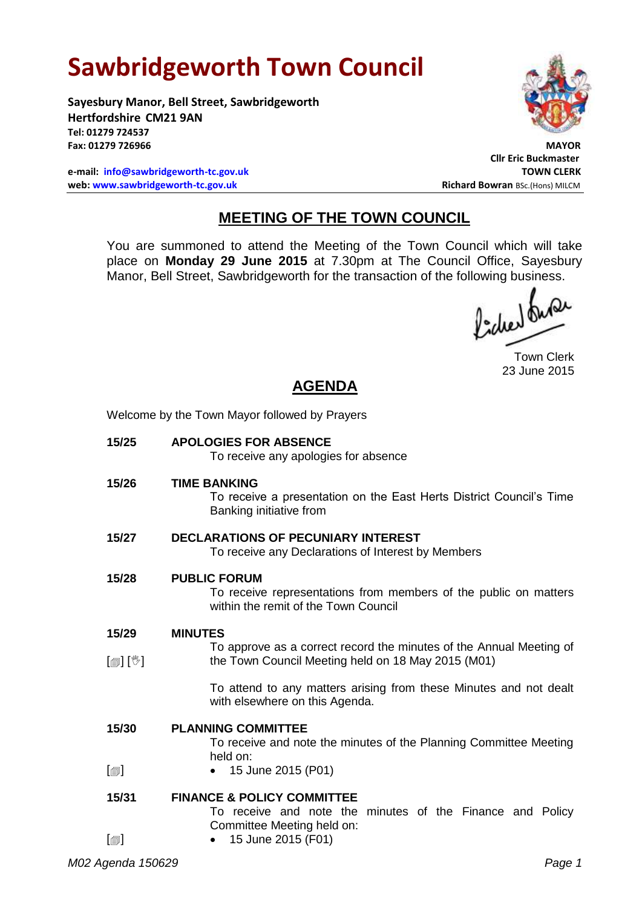# Sawbridgeworth Town Council

**Sayesbury Manor, Bell Street, Sawbridgeworth**
**Hertfordshire CM21 9AN**
**Tel: 01279 724537**
**Fax: 01279 726966**

**e-mail: info@sawbridgeworth-tc.gov.uk**
**web: www.sawbridgeworth-tc.gov.uk**

**MAYOR**
**Cllr Eric Buckmaster**
**TOWN CLERK**
**Richard Bowran** BSc.(Hons) MILCM

## MEETING OF THE TOWN COUNCIL

You are summoned to attend the Meeting of the Town Council which will take place on **Monday 29 June 2015** at 7.30pm at The Council Office, Sayesbury Manor, Bell Street, Sawbridgeworth for the transaction of the following business.

Town Clerk
23 June 2015

## AGENDA

Welcome by the Town Mayor followed by Prayers

**15/25 APOLOGIES FOR ABSENCE**
To receive any apologies for absence

**15/26 TIME BANKING**
To receive a presentation on the East Herts District Council's Time Banking initiative from

**15/27 DECLARATIONS OF PECUNIARY INTEREST**
To receive any Declarations of Interest by Members

**15/28 PUBLIC FORUM**
To receive representations from members of the public on matters within the remit of the Town Council

**15/29 MINUTES**
[▤] [✋] To approve as a correct record the minutes of the Annual Meeting of the Town Council Meeting held on 18 May 2015 (M01)

To attend to any matters arising from these Minutes and not dealt with elsewhere on this Agenda.

**15/30 PLANNING COMMITTEE**
To receive and note the minutes of the Planning Committee Meeting held on:

[▤]
- 15 June 2015 (P01)

**15/31 FINANCE & POLICY COMMITTEE**
To receive and note the minutes of the Finance and Policy Committee Meeting held on:

[▤]
- 15 June 2015 (F01)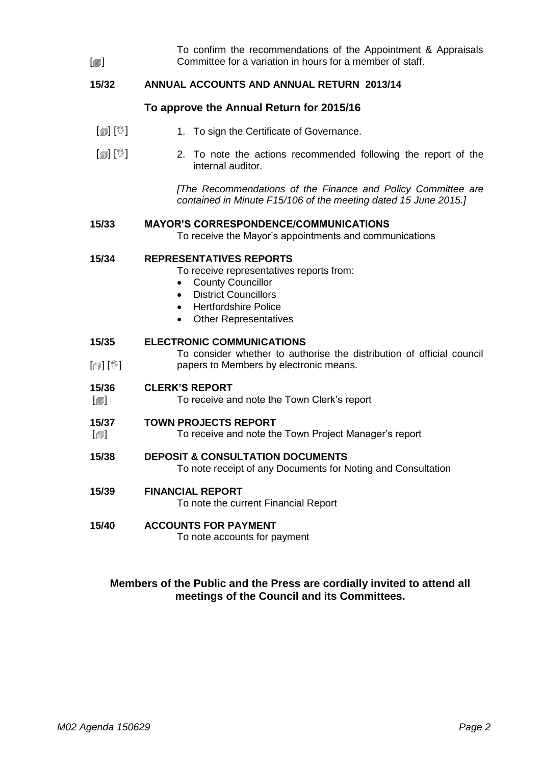[🗐] To confirm the recommendations of the Appointment & Appraisals Committee for a variation in hours for a member of staff.

**15/32 ANNUAL ACCOUNTS AND ANNUAL RETURN 2013/14**

**To approve the Annual Return for 2015/16**

[🗐] [👋] 1. To sign the Certificate of Governance.

[🗐] [👋] 2. To note the actions recommended following the report of the internal auditor.

*[The Recommendations of the Finance and Policy Committee are contained in Minute F15/106 of the meeting dated 15 June 2015.]*

**15/33 MAYOR'S CORRESPONDENCE/COMMUNICATIONS**

To receive the Mayor's appointments and communications

**15/34 REPRESENTATIVES REPORTS**

To receive representatives reports from:

- County Councillor
- District Councillors
- Hertfordshire Police
- Other Representatives

**15/35 ELECTRONIC COMMUNICATIONS**

[🗐] [👋] To consider whether to authorise the distribution of official council papers to Members by electronic means.

**15/36 CLERK'S REPORT**

[🗐] To receive and note the Town Clerk's report

**15/37 TOWN PROJECTS REPORT**

[🗐] To receive and note the Town Project Manager's report

**15/38 DEPOSIT & CONSULTATION DOCUMENTS**

To note receipt of any Documents for Noting and Consultation

**15/39 FINANCIAL REPORT**

To note the current Financial Report

**15/40 ACCOUNTS FOR PAYMENT**

To note accounts for payment

**Members of the Public and the Press are cordially invited to attend all meetings of the Council and its Committees.**